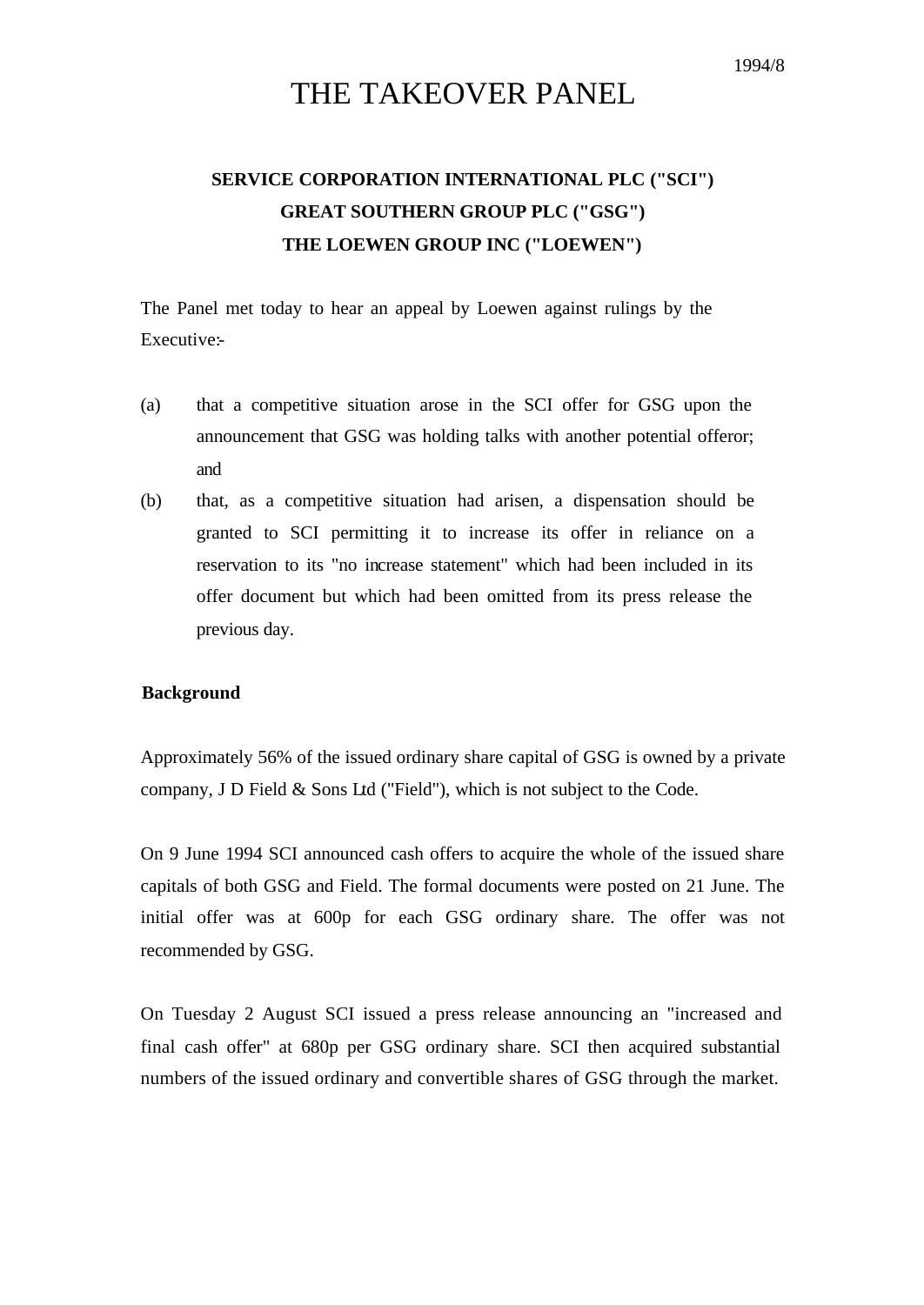1994/8

# THE TAKEOVER PANEL

**SERVICE CORPORATION INTERNATIONAL PLC ("SCI")**
**GREAT SOUTHERN GROUP PLC ("GSG")**
**THE LOEWEN GROUP INC ("LOEWEN")**

The Panel met today to hear an appeal by Loewen against rulings by the Executive:-

(a) that a competitive situation arose in the SCI offer for GSG upon the announcement that GSG was holding talks with another potential offeror; and

(b) that, as a competitive situation had arisen, a dispensation should be granted to SCI permitting it to increase its offer in reliance on a reservation to its "no increase statement" which had been included in its offer document but which had been omitted from its press release the previous day.

**Background**

Approximately 56% of the issued ordinary share capital of GSG is owned by a private company, J D Field & Sons Ltd ("Field"), which is not subject to the Code.

On 9 June 1994 SCI announced cash offers to acquire the whole of the issued share capitals of both GSG and Field. The formal documents were posted on 21 June. The initial offer was at 600p for each GSG ordinary share. The offer was not recommended by GSG.

On Tuesday 2 August SCI issued a press release announcing an "increased and final cash offer" at 680p per GSG ordinary share. SCI then acquired substantial numbers of the issued ordinary and convertible shares of GSG through the market.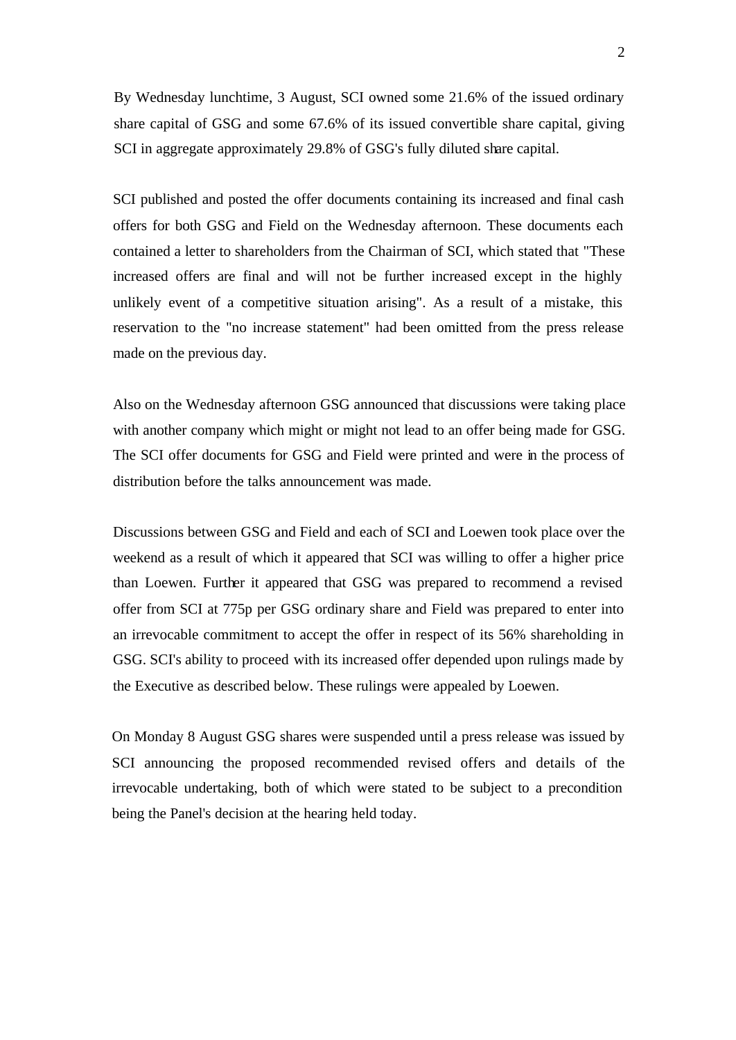By Wednesday lunchtime, 3 August, SCI owned some 21.6% of the issued ordinary share capital of GSG and some 67.6% of its issued convertible share capital, giving SCI in aggregate approximately 29.8% of GSG's fully diluted share capital.

SCI published and posted the offer documents containing its increased and final cash offers for both GSG and Field on the Wednesday afternoon. These documents each contained a letter to shareholders from the Chairman of SCI, which stated that "These increased offers are final and will not be further increased except in the highly unlikely event of a competitive situation arising". As a result of a mistake, this reservation to the "no increase statement" had been omitted from the press release made on the previous day.

Also on the Wednesday afternoon GSG announced that discussions were taking place with another company which might or might not lead to an offer being made for GSG. The SCI offer documents for GSG and Field were printed and were in the process of distribution before the talks announcement was made.

Discussions between GSG and Field and each of SCI and Loewen took place over the weekend as a result of which it appeared that SCI was willing to offer a higher price than Loewen. Further it appeared that GSG was prepared to recommend a revised offer from SCI at 775p per GSG ordinary share and Field was prepared to enter into an irrevocable commitment to accept the offer in respect of its 56% shareholding in GSG. SCI's ability to proceed with its increased offer depended upon rulings made by the Executive as described below. These rulings were appealed by Loewen.

On Monday 8 August GSG shares were suspended until a press release was issued by SCI announcing the proposed recommended revised offers and details of the irrevocable undertaking, both of which were stated to be subject to a precondition being the Panel's decision at the hearing held today.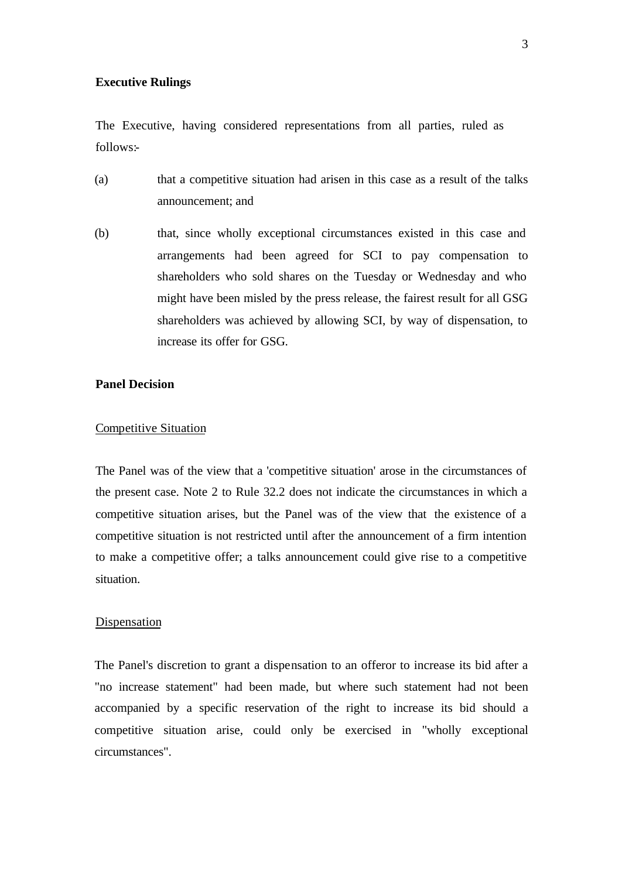**Executive Rulings**

The Executive, having considered representations from all parties, ruled as follows:-

(a) that a competitive situation had arisen in this case as a result of the talks announcement; and

(b) that, since wholly exceptional circumstances existed in this case and arrangements had been agreed for SCI to pay compensation to shareholders who sold shares on the Tuesday or Wednesday and who might have been misled by the press release, the fairest result for all GSG shareholders was achieved by allowing SCI, by way of dispensation, to increase its offer for GSG.

**Panel Decision**

Competitive Situation

The Panel was of the view that a 'competitive situation' arose in the circumstances of the present case. Note 2 to Rule 32.2 does not indicate the circumstances in which a competitive situation arises, but the Panel was of the view that the existence of a competitive situation is not restricted until after the announcement of a firm intention to make a competitive offer; a talks announcement could give rise to a competitive situation.

Dispensation

The Panel's discretion to grant a dispensation to an offeror to increase its bid after a "no increase statement" had been made, but where such statement had not been accompanied by a specific reservation of the right to increase its bid should a competitive situation arise, could only be exercised in "wholly exceptional circumstances".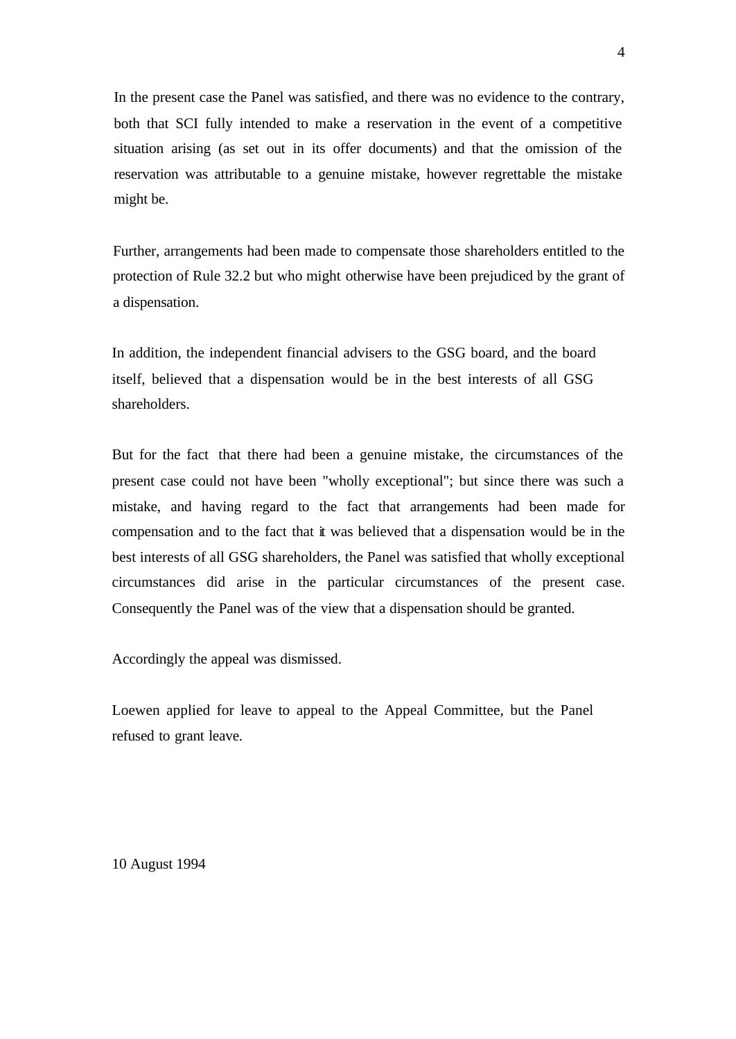In the present case the Panel was satisfied, and there was no evidence to the contrary, both that SCI fully intended to make a reservation in the event of a competitive situation arising (as set out in its offer documents) and that the omission of the reservation was attributable to a genuine mistake, however regrettable the mistake might be.

Further, arrangements had been made to compensate those shareholders entitled to the protection of Rule 32.2 but who might otherwise have been prejudiced by the grant of a dispensation.

In addition, the independent financial advisers to the GSG board, and the board itself, believed that a dispensation would be in the best interests of all GSG shareholders.

But for the fact that there had been a genuine mistake, the circumstances of the present case could not have been "wholly exceptional"; but since there was such a mistake, and having regard to the fact that arrangements had been made for compensation and to the fact that it was believed that a dispensation would be in the best interests of all GSG shareholders, the Panel was satisfied that wholly exceptional circumstances did arise in the particular circumstances of the present case. Consequently the Panel was of the view that a dispensation should be granted.

Accordingly the appeal was dismissed.

Loewen applied for leave to appeal to the Appeal Committee, but the Panel refused to grant leave.

10 August 1994